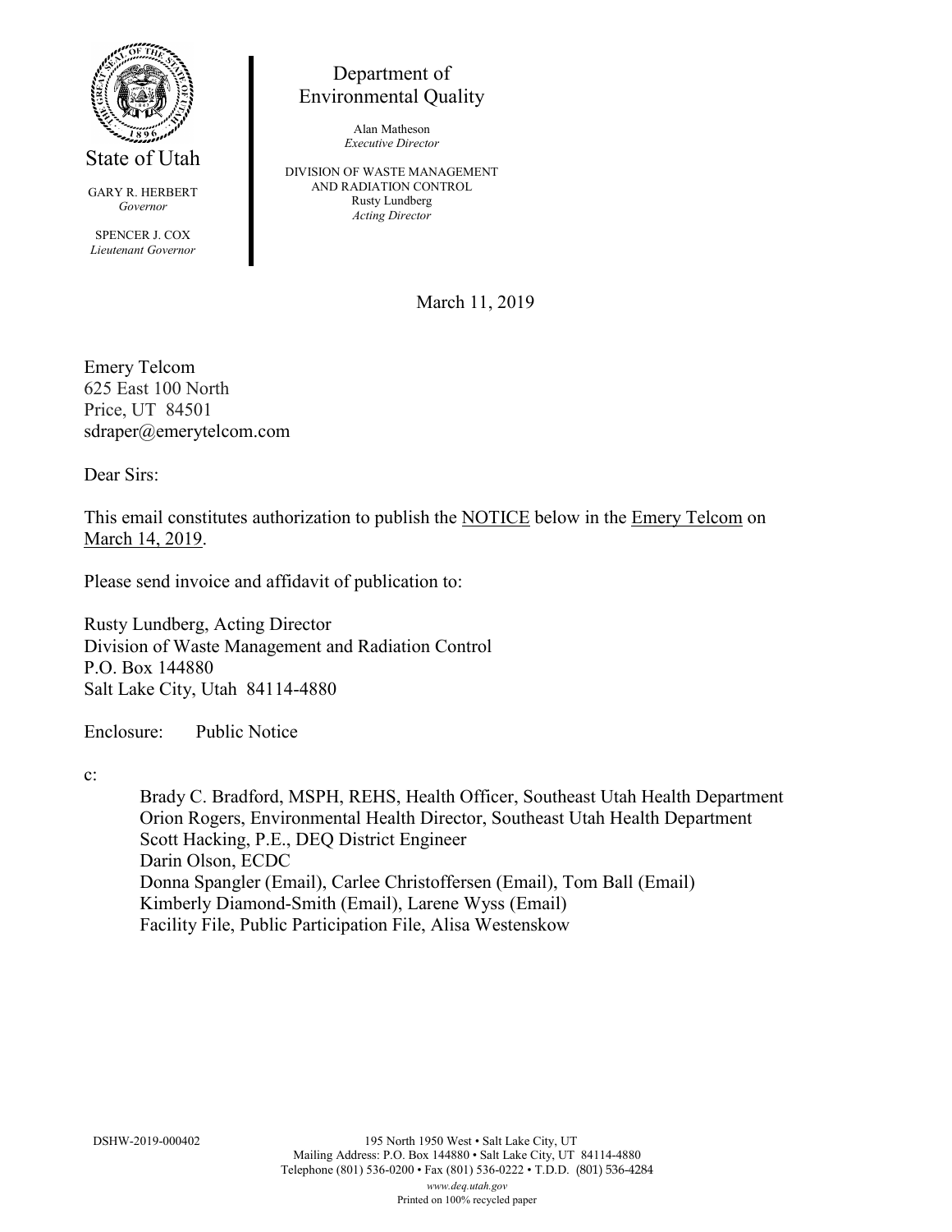State of Utah

GARY R. HERBERT
*Governor*

SPENCER J. COX
*Lieutenant Governor*

Department of
Environmental Quality

Alan Matheson
*Executive Director*

DIVISION OF WASTE MANAGEMENT
AND RADIATION CONTROL
Rusty Lundberg
*Acting Director*

March 11, 2019

Emery Telcom
625 East 100 North
Price, UT 84501
sdraper@emerytelcom.com

Dear Sirs:

This email constitutes authorization to publish the NOTICE below in the Emery Telcom on March 14, 2019.

Please send invoice and affidavit of publication to:

Rusty Lundberg, Acting Director
Division of Waste Management and Radiation Control
P.O. Box 144880
Salt Lake City, Utah 84114-4880

Enclosure: Public Notice

c:

Brady C. Bradford, MSPH, REHS, Health Officer, Southeast Utah Health Department
Orion Rogers, Environmental Health Director, Southeast Utah Health Department
Scott Hacking, P.E., DEQ District Engineer
Darin Olson, ECDC
Donna Spangler (Email), Carlee Christoffersen (Email), Tom Ball (Email)
Kimberly Diamond-Smith (Email), Larene Wyss (Email)
Facility File, Public Participation File, Alisa Westenskow

DSHW-2019-000402

195 North 1950 West • Salt Lake City, UT
Mailing Address: P.O. Box 144880 • Salt Lake City, UT 84114-4880
Telephone (801) 536-0200 • Fax (801) 536-0222 • T.D.D. (801) 536-4284
*www.deq.utah.gov*
Printed on 100% recycled paper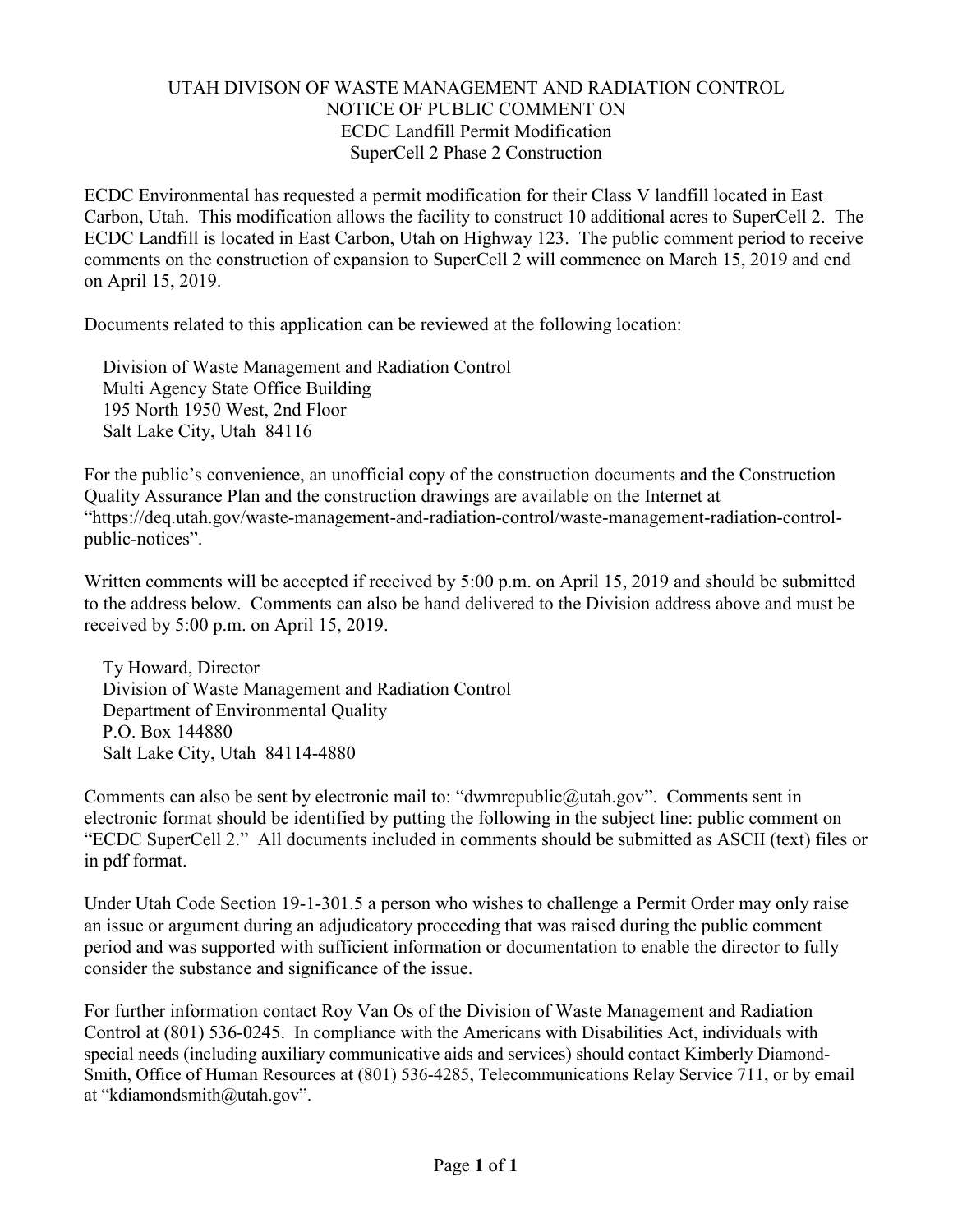# UTAH DIVISON OF WASTE MANAGEMENT AND RADIATION CONTROL
## NOTICE OF PUBLIC COMMENT ON
## ECDC Landfill Permit Modification
## SuperCell 2 Phase 2 Construction

ECDC Environmental has requested a permit modification for their Class V landfill located in East Carbon, Utah. This modification allows the facility to construct 10 additional acres to SuperCell 2. The ECDC Landfill is located in East Carbon, Utah on Highway 123. The public comment period to receive comments on the construction of expansion to SuperCell 2 will commence on March 15, 2019 and end on April 15, 2019.

Documents related to this application can be reviewed at the following location:

Division of Waste Management and Radiation Control
Multi Agency State Office Building
195 North 1950 West, 2nd Floor
Salt Lake City, Utah 84116

For the public's convenience, an unofficial copy of the construction documents and the Construction Quality Assurance Plan and the construction drawings are available on the Internet at "https://deq.utah.gov/waste-management-and-radiation-control/waste-management-radiation-control-public-notices".

Written comments will be accepted if received by 5:00 p.m. on April 15, 2019 and should be submitted to the address below. Comments can also be hand delivered to the Division address above and must be received by 5:00 p.m. on April 15, 2019.

Ty Howard, Director
Division of Waste Management and Radiation Control
Department of Environmental Quality
P.O. Box 144880
Salt Lake City, Utah 84114-4880

Comments can also be sent by electronic mail to: "dwmrcpublic@utah.gov". Comments sent in electronic format should be identified by putting the following in the subject line: public comment on "ECDC SuperCell 2." All documents included in comments should be submitted as ASCII (text) files or in pdf format.

Under Utah Code Section 19-1-301.5 a person who wishes to challenge a Permit Order may only raise an issue or argument during an adjudicatory proceeding that was raised during the public comment period and was supported with sufficient information or documentation to enable the director to fully consider the substance and significance of the issue.

For further information contact Roy Van Os of the Division of Waste Management and Radiation Control at (801) 536-0245. In compliance with the Americans with Disabilities Act, individuals with special needs (including auxiliary communicative aids and services) should contact Kimberly Diamond-Smith, Office of Human Resources at (801) 536-4285, Telecommunications Relay Service 711, or by email at "kdiamondsmith@utah.gov".